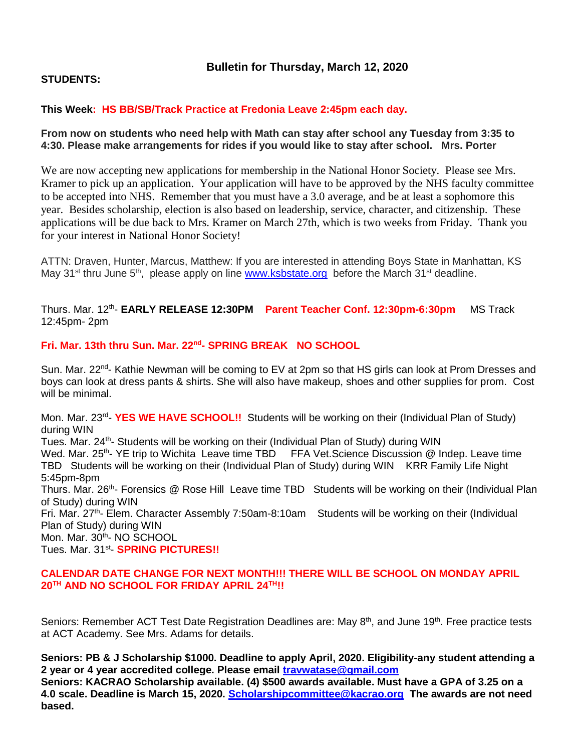## Bulletin for Thursday, March 12, 2020

**STUDENTS:**

**This Week: HS BB/SB/Track Practice at Fredonia Leave 2:45pm each day.**

**From now on students who need help with Math can stay after school any Tuesday from 3:35 to 4:30. Please make arrangements for rides if you would like to stay after school. Mrs. Porter**

We are now accepting new applications for membership in the National Honor Society. Please see Mrs. Kramer to pick up an application. Your application will have to be approved by the NHS faculty committee to be accepted into NHS. Remember that you must have a 3.0 average, and be at least a sophomore this year. Besides scholarship, election is also based on leadership, service, character, and citizenship. These applications will be due back to Mrs. Kramer on March 27th, which is two weeks from Friday. Thank you for your interest in National Honor Society!

ATTN: Draven, Hunter, Marcus, Matthew: If you are interested in attending Boys State in Manhattan, KS May 31st thru June 5th, please apply on line www.ksbstate.org before the March 31st deadline.

Thurs. Mar. 12th- **EARLY RELEASE 12:30PM** **Parent Teacher Conf. 12:30pm-6:30pm** MS Track 12:45pm- 2pm

**Fri. Mar. 13th thru Sun. Mar. 22nd- SPRING BREAK NO SCHOOL**

Sun. Mar. 22nd- Kathie Newman will be coming to EV at 2pm so that HS girls can look at Prom Dresses and boys can look at dress pants & shirts. She will also have makeup, shoes and other supplies for prom. Cost will be minimal.

Mon. Mar. 23rd- **YES WE HAVE SCHOOL!!** Students will be working on their (Individual Plan of Study) during WIN
Tues. Mar. 24th- Students will be working on their (Individual Plan of Study) during WIN
Wed. Mar. 25th- YE trip to Wichita Leave time TBD FFA Vet.Science Discussion @ Indep. Leave time TBD Students will be working on their (Individual Plan of Study) during WIN KRR Family Life Night 5:45pm-8pm
Thurs. Mar. 26th- Forensics @ Rose Hill Leave time TBD Students will be working on their (Individual Plan of Study) during WIN
Fri. Mar. 27th- Elem. Character Assembly 7:50am-8:10am Students will be working on their (Individual Plan of Study) during WIN
Mon. Mar. 30th- NO SCHOOL
Tues. Mar. 31st- **SPRING PICTURES!!**

**CALENDAR DATE CHANGE FOR NEXT MONTH!!! THERE WILL BE SCHOOL ON MONDAY APRIL 20TH AND NO SCHOOL FOR FRIDAY APRIL 24TH!!**

Seniors: Remember ACT Test Date Registration Deadlines are: May 8th, and June 19th. Free practice tests at ACT Academy. See Mrs. Adams for details.

**Seniors: PB & J Scholarship $1000. Deadline to apply April, 2020. Eligibility-any student attending a 2 year or 4 year accredited college. Please email travwatase@gmail.com**
**Seniors: KACRAO Scholarship available. (4) $500 awards available. Must have a GPA of 3.25 on a 4.0 scale. Deadline is March 15, 2020. Scholarshipcommittee@kacrao.org The awards are not need based.**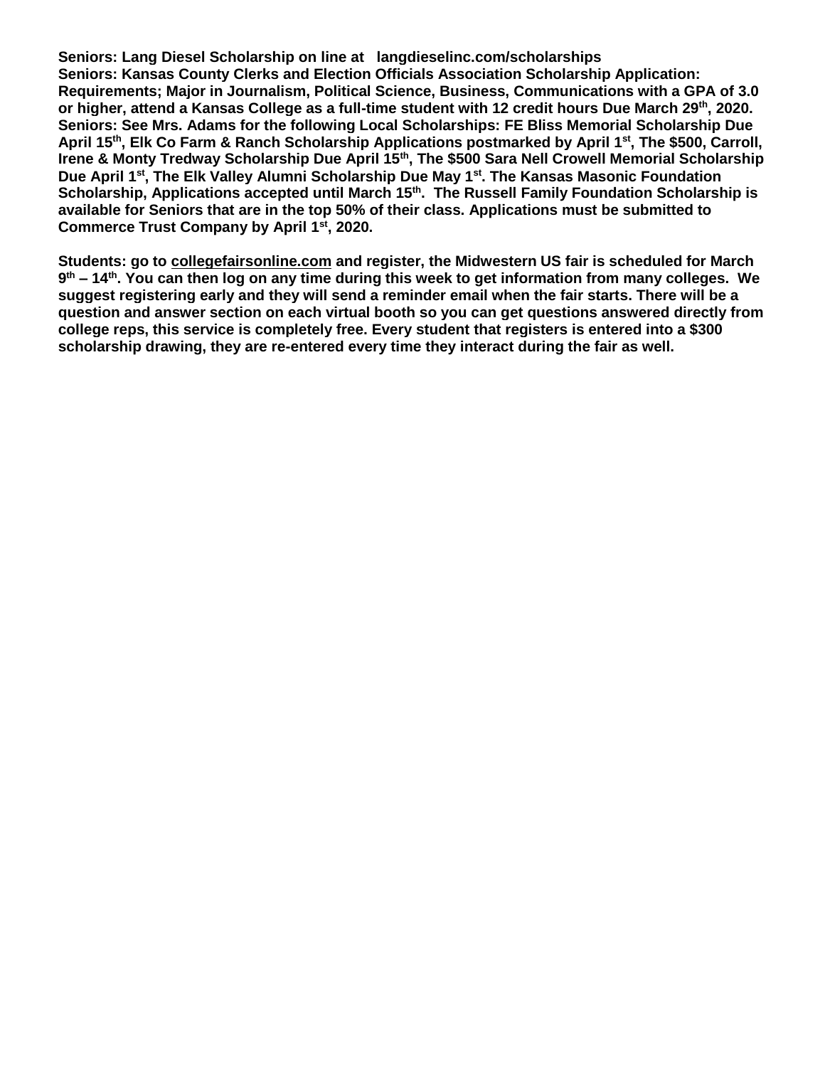**Seniors: Lang Diesel Scholarship on line at langdieselinc.com/scholarships**
**Seniors: Kansas County Clerks and Election Officials Association Scholarship Application: Requirements; Major in Journalism, Political Science, Business, Communications with a GPA of 3.0 or higher, attend a Kansas College as a full-time student with 12 credit hours Due March 29th, 2020.**
**Seniors: See Mrs. Adams for the following Local Scholarships: FE Bliss Memorial Scholarship Due April 15th, Elk Co Farm & Ranch Scholarship Applications postmarked by April 1st, The $500, Carroll, Irene & Monty Tredway Scholarship Due April 15th, The $500 Sara Nell Crowell Memorial Scholarship Due April 1st, The Elk Valley Alumni Scholarship Due May 1st. The Kansas Masonic Foundation Scholarship, Applications accepted until March 15th. The Russell Family Foundation Scholarship is available for Seniors that are in the top 50% of their class. Applications must be submitted to Commerce Trust Company by April 1st, 2020.**

**Students: go to collegefairsonline.com and register, the Midwestern US fair is scheduled for March 9th – 14th. You can then log on any time during this week to get information from many colleges. We suggest registering early and they will send a reminder email when the fair starts. There will be a question and answer section on each virtual booth so you can get questions answered directly from college reps, this service is completely free. Every student that registers is entered into a $300 scholarship drawing, they are re-entered every time they interact during the fair as well.**